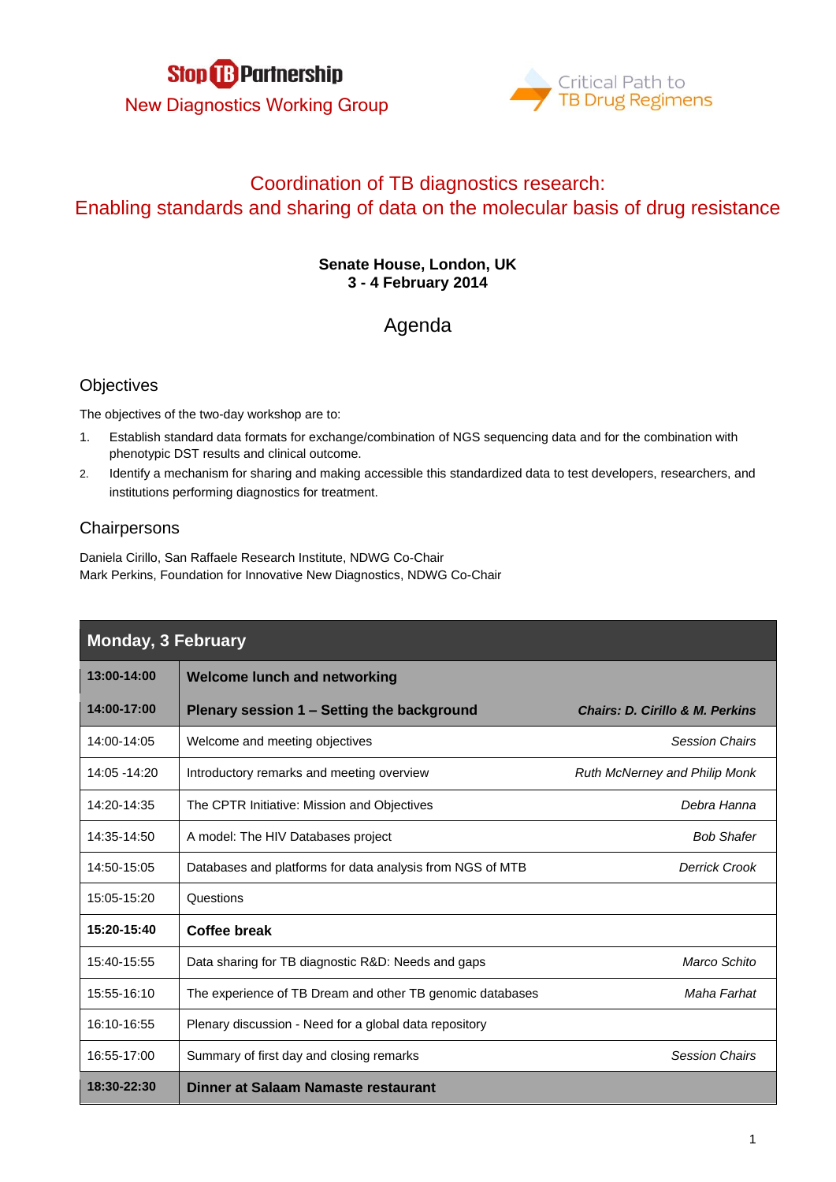Stop TB Partnership

New Diagnostics Working Group

Critical Path to TB Drug Regimens

# Coordination of TB diagnostics research:
# Enabling standards and sharing of data on the molecular basis of drug resistance

**Senate House, London, UK**
**3 - 4 February 2014**

## Agenda

### Objectives

The objectives of the two-day workshop are to:

1. Establish standard data formats for exchange/combination of NGS sequencing data and for the combination with phenotypic DST results and clinical outcome.
2. Identify a mechanism for sharing and making accessible this standardized data to test developers, researchers, and institutions performing diagnostics for treatment.

### Chairpersons

Daniela Cirillo, San Raffaele Research Institute, NDWG Co-Chair
Mark Perkins, Foundation for Innovative New Diagnostics, NDWG Co-Chair

| **Monday, 3 February** | | |
|---|---|---|
| **13:00-14:00** | **Welcome lunch and networking** | |
| **14:00-17:00** | **Plenary session 1 – Setting the background** | ***Chairs: D. Cirillo & M. Perkins*** |
| 14:00-14:05 | Welcome and meeting objectives | *Session Chairs* |
| 14:05 -14:20 | Introductory remarks and meeting overview | *Ruth McNerney and Philip Monk* |
| 14:20-14:35 | The CPTR Initiative: Mission and Objectives | *Debra Hanna* |
| 14:35-14:50 | A model: The HIV Databases project | *Bob Shafer* |
| 14:50-15:05 | Databases and platforms for data analysis from NGS of MTB | *Derrick Crook* |
| 15:05-15:20 | Questions | |
| **15:20-15:40** | **Coffee break** | |
| 15:40-15:55 | Data sharing for TB diagnostic R&D: Needs and gaps | *Marco Schito* |
| 15:55-16:10 | The experience of TB Dream and other TB genomic databases | *Maha Farhat* |
| 16:10-16:55 | Plenary discussion - Need for a global data repository | |
| 16:55-17:00 | Summary of first day and closing remarks | *Session Chairs* |
| **18:30-22:30** | **Dinner at Salaam Namaste restaurant** | |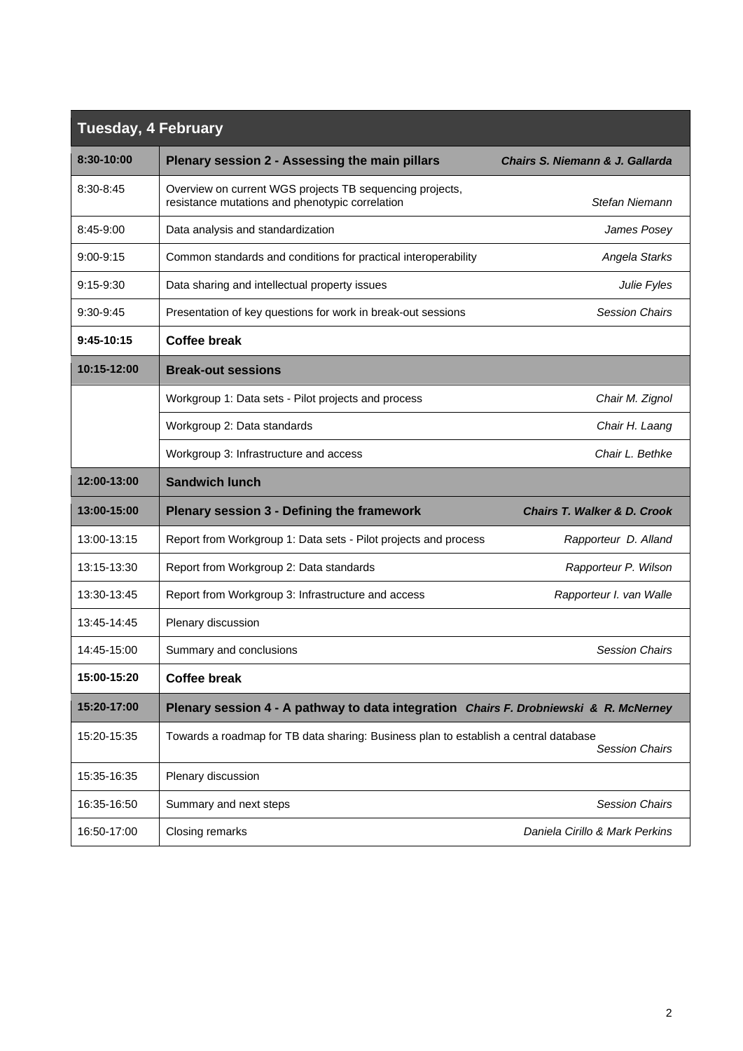| Tuesday, 4 February | | |
|---|---|---|
| **8:30-10:00** | **Plenary session 2 - Assessing the main pillars** | ***Chairs S. Niemann & J. Gallarda*** |
| 8:30-8:45 | Overview on current WGS projects TB sequencing projects, resistance mutations and phenotypic correlation | *Stefan Niemann* |
| 8:45-9:00 | Data analysis and standardization | *James Posey* |
| 9:00-9:15 | Common standards and conditions for practical interoperability | *Angela Starks* |
| 9:15-9:30 | Data sharing and intellectual property issues | *Julie Fyles* |
| 9:30-9:45 | Presentation of key questions for work in break-out sessions | *Session Chairs* |
| **9:45-10:15** | **Coffee break** | |
| **10:15-12:00** | **Break-out sessions** | |
| | Workgroup 1: Data sets - Pilot projects and process | *Chair M. Zignol* |
| | Workgroup 2: Data standards | *Chair H. Laang* |
| | Workgroup 3: Infrastructure and access | *Chair L. Bethke* |
| **12:00-13:00** | **Sandwich lunch** | |
| **13:00-15:00** | **Plenary session 3 - Defining the framework** | ***Chairs T. Walker & D. Crook*** |
| 13:00-13:15 | Report from Workgroup 1: Data sets - Pilot projects and process | *Rapporteur D. Alland* |
| 13:15-13:30 | Report from Workgroup 2: Data standards | *Rapporteur P. Wilson* |
| 13:30-13:45 | Report from Workgroup 3: Infrastructure and access | *Rapporteur I. van Walle* |
| 13:45-14:45 | Plenary discussion | |
| 14:45-15:00 | Summary and conclusions | *Session Chairs* |
| **15:00-15:20** | **Coffee break** | |
| **15:20-17:00** | **Plenary session 4 - A pathway to data integration** | ***Chairs F. Drobniewski & R. McNerney*** |
| 15:20-15:35 | Towards a roadmap for TB data sharing: Business plan to establish a central database | *Session Chairs* |
| 15:35-16:35 | Plenary discussion | |
| 16:35-16:50 | Summary and next steps | *Session Chairs* |
| 16:50-17:00 | Closing remarks | *Daniela Cirillo & Mark Perkins* |